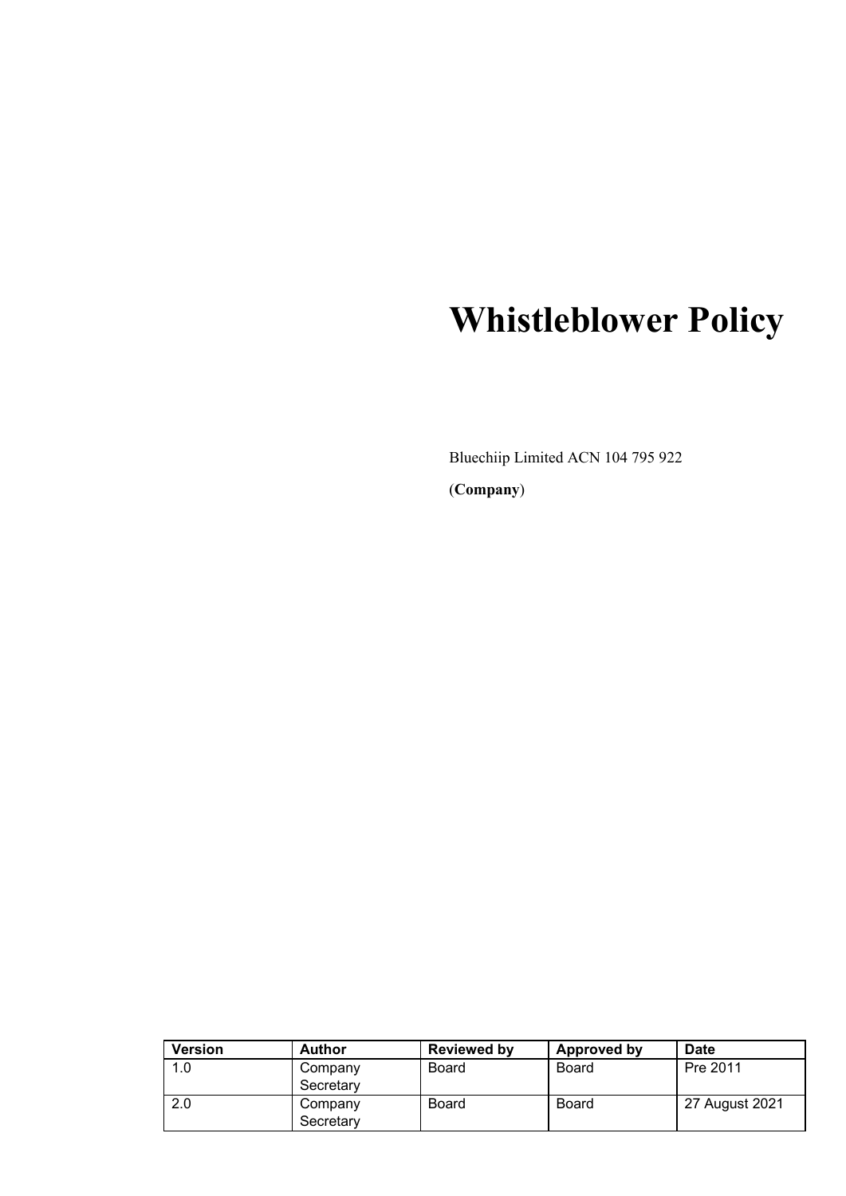# Whistleblower Policy

Bluechiip Limited ACN 104 795 922

(**Company**)

| Version | Author | Reviewed by | Approved by | Date |
| --- | --- | --- | --- | --- |
| 1.0 | Company Secretary | Board | Board | Pre 2011 |
| 2.0 | Company Secretary | Board | Board | 27 August 2021 |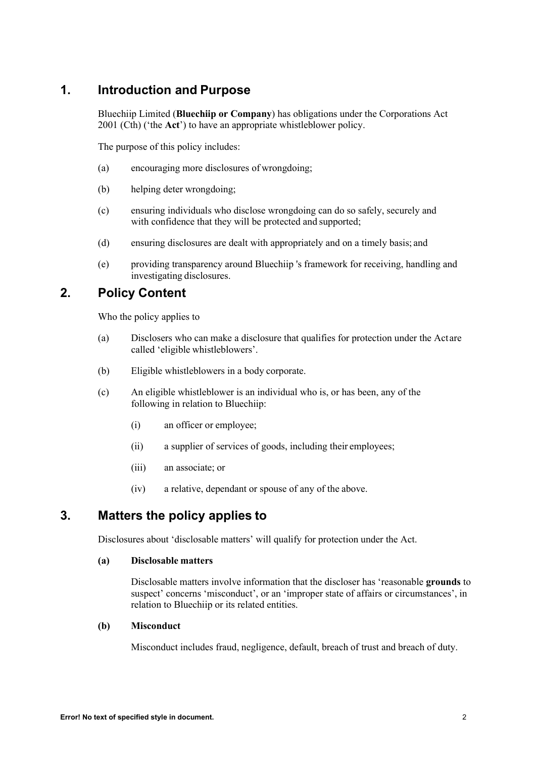## 1. Introduction and Purpose

Bluechiip Limited (**Bluechiip or Company**) has obligations under the Corporations Act 2001 (Cth) ('the **Act**') to have an appropriate whistleblower policy.

The purpose of this policy includes:

(a) encouraging more disclosures of wrongdoing;

(b) helping deter wrongdoing;

(c) ensuring individuals who disclose wrongdoing can do so safely, securely and with confidence that they will be protected and supported;

(d) ensuring disclosures are dealt with appropriately and on a timely basis; and

(e) providing transparency around Bluechiip 's framework for receiving, handling and investigating disclosures.

## 2. Policy Content

Who the policy applies to

(a) Disclosers who can make a disclosure that qualifies for protection under the Act are called 'eligible whistleblowers'.

(b) Eligible whistleblowers in a body corporate.

(c) An eligible whistleblower is an individual who is, or has been, any of the following in relation to Bluechiip:

  (i) an officer or employee;

  (ii) a supplier of services of goods, including their employees;

  (iii) an associate; or

  (iv) a relative, dependant or spouse of any of the above.

## 3. Matters the policy applies to

Disclosures about 'disclosable matters' will qualify for protection under the Act.

**(a) Disclosable matters**

Disclosable matters involve information that the discloser has 'reasonable **grounds** to suspect' concerns 'misconduct', or an 'improper state of affairs or circumstances', in relation to Bluechiip or its related entities.

**(b) Misconduct**

Misconduct includes fraud, negligence, default, breach of trust and breach of duty.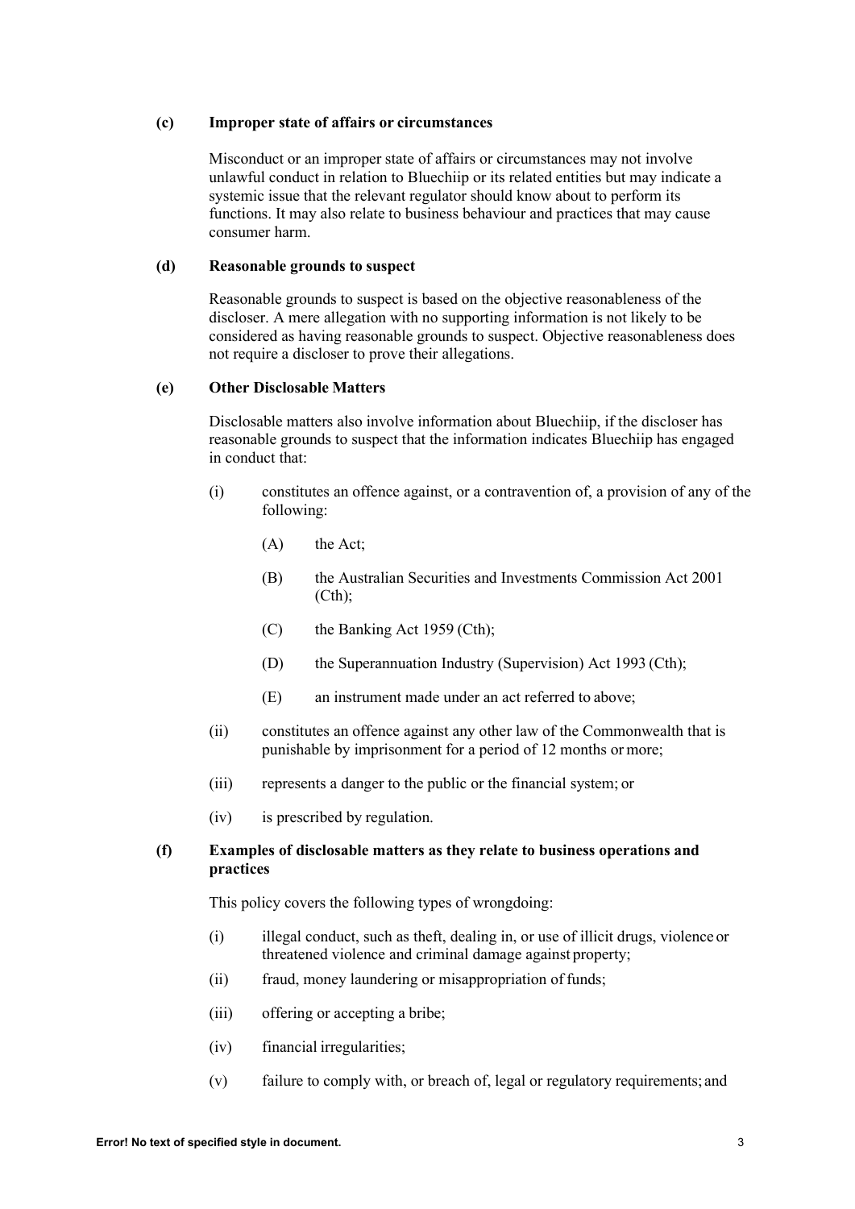**(c) Improper state of affairs or circumstances**

Misconduct or an improper state of affairs or circumstances may not involve unlawful conduct in relation to Bluechiip or its related entities but may indicate a systemic issue that the relevant regulator should know about to perform its functions. It may also relate to business behaviour and practices that may cause consumer harm.

**(d) Reasonable grounds to suspect**

Reasonable grounds to suspect is based on the objective reasonableness of the discloser. A mere allegation with no supporting information is not likely to be considered as having reasonable grounds to suspect. Objective reasonableness does not require a discloser to prove their allegations.

**(e) Other Disclosable Matters**

Disclosable matters also involve information about Bluechiip, if the discloser has reasonable grounds to suspect that the information indicates Bluechiip has engaged in conduct that:

- (i) constitutes an offence against, or a contravention of, a provision of any of the following:
  - (A) the Act;
  - (B) the Australian Securities and Investments Commission Act 2001 (Cth);
  - (C) the Banking Act 1959 (Cth);
  - (D) the Superannuation Industry (Supervision) Act 1993 (Cth);
  - (E) an instrument made under an act referred to above;
- (ii) constitutes an offence against any other law of the Commonwealth that is punishable by imprisonment for a period of 12 months or more;
- (iii) represents a danger to the public or the financial system; or
- (iv) is prescribed by regulation.

**(f) Examples of disclosable matters as they relate to business operations and practices**

This policy covers the following types of wrongdoing:

- (i) illegal conduct, such as theft, dealing in, or use of illicit drugs, violence or threatened violence and criminal damage against property;
- (ii) fraud, money laundering or misappropriation of funds;
- (iii) offering or accepting a bribe;
- (iv) financial irregularities;
- (v) failure to comply with, or breach of, legal or regulatory requirements; and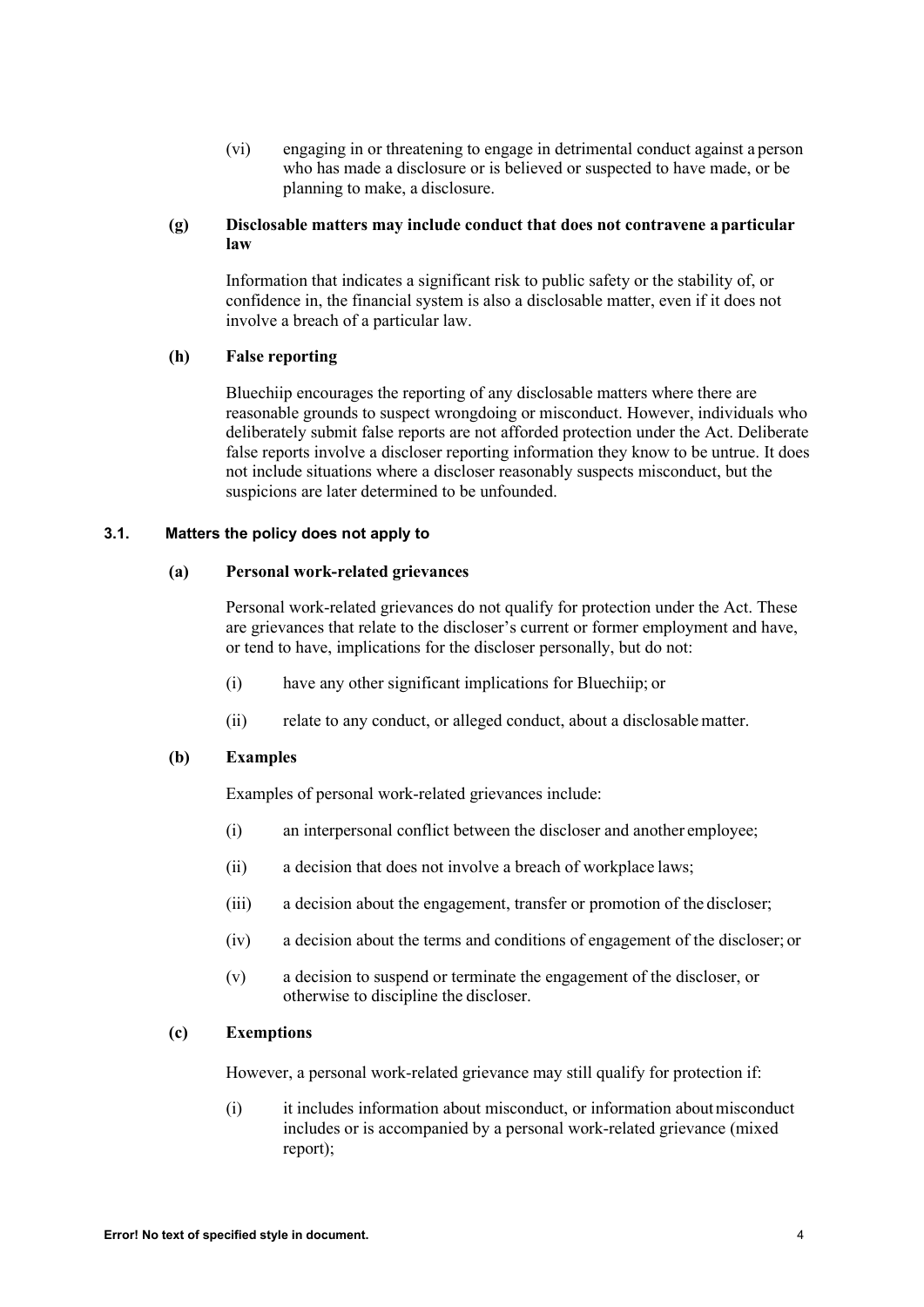(vi) engaging in or threatening to engage in detrimental conduct against a person who has made a disclosure or is believed or suspected to have made, or be planning to make, a disclosure.

**(g) Disclosable matters may include conduct that does not contravene a particular law**

Information that indicates a significant risk to public safety or the stability of, or confidence in, the financial system is also a disclosable matter, even if it does not involve a breach of a particular law.

**(h) False reporting**

Bluechiip encourages the reporting of any disclosable matters where there are reasonable grounds to suspect wrongdoing or misconduct. However, individuals who deliberately submit false reports are not afforded protection under the Act. Deliberate false reports involve a discloser reporting information they know to be untrue. It does not include situations where a discloser reasonably suspects misconduct, but the suspicions are later determined to be unfounded.

### 3.1. Matters the policy does not apply to

**(a) Personal work-related grievances**

Personal work-related grievances do not qualify for protection under the Act. These are grievances that relate to the discloser's current or former employment and have, or tend to have, implications for the discloser personally, but do not:

(i) have any other significant implications for Bluechiip; or

(ii) relate to any conduct, or alleged conduct, about a disclosable matter.

**(b) Examples**

Examples of personal work-related grievances include:

(i) an interpersonal conflict between the discloser and another employee;

(ii) a decision that does not involve a breach of workplace laws;

(iii) a decision about the engagement, transfer or promotion of the discloser;

(iv) a decision about the terms and conditions of engagement of the discloser; or

(v) a decision to suspend or terminate the engagement of the discloser, or otherwise to discipline the discloser.

**(c) Exemptions**

However, a personal work-related grievance may still qualify for protection if:

(i) it includes information about misconduct, or information about misconduct includes or is accompanied by a personal work-related grievance (mixed report);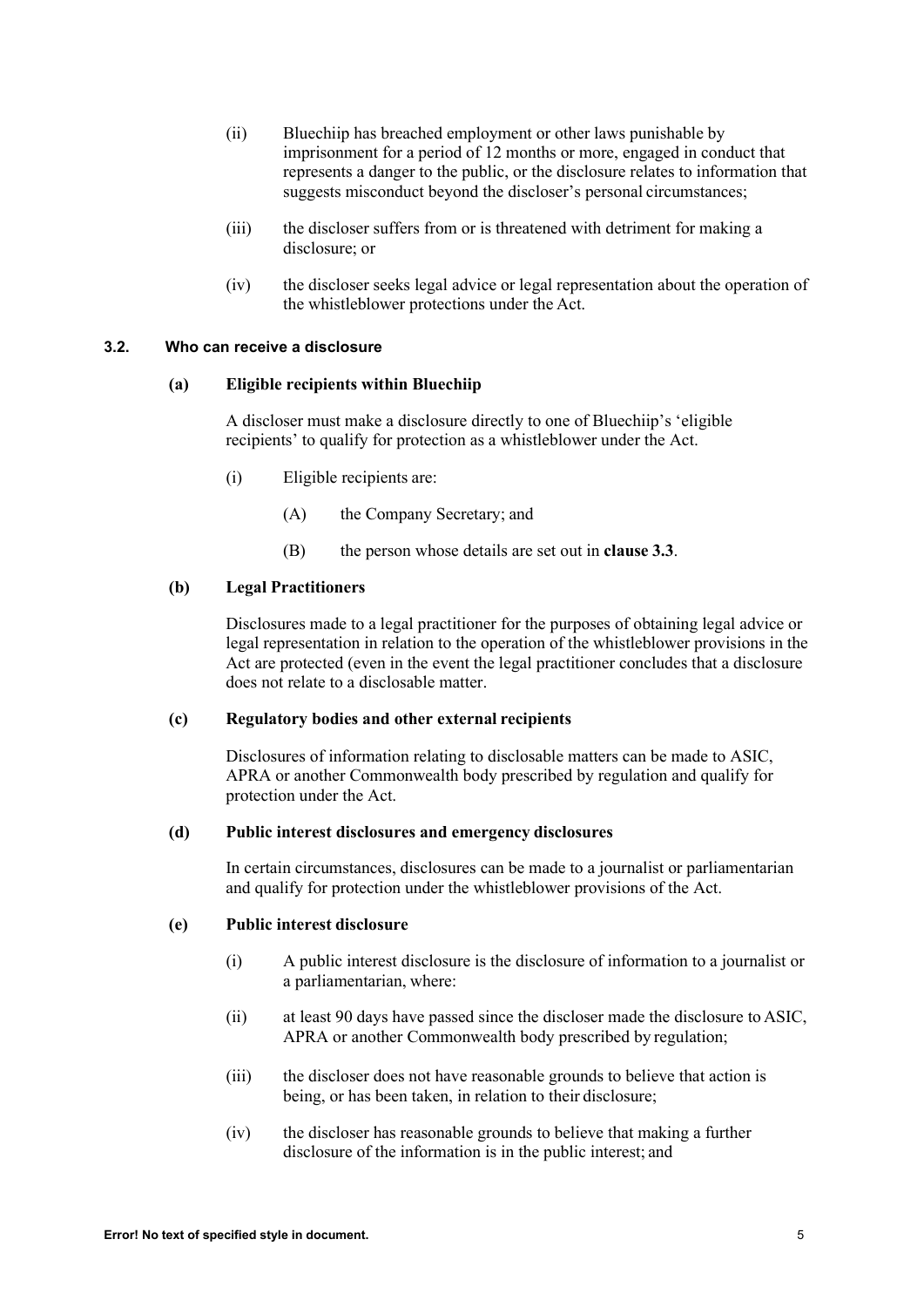(ii) Bluechiip has breached employment or other laws punishable by imprisonment for a period of 12 months or more, engaged in conduct that represents a danger to the public, or the disclosure relates to information that suggests misconduct beyond the discloser's personal circumstances;

(iii) the discloser suffers from or is threatened with detriment for making a disclosure; or

(iv) the discloser seeks legal advice or legal representation about the operation of the whistleblower protections under the Act.

### 3.2. Who can receive a disclosure

**(a) Eligible recipients within Bluechiip**

A discloser must make a disclosure directly to one of Bluechiip's 'eligible recipients' to qualify for protection as a whistleblower under the Act.

(i) Eligible recipients are:

(A) the Company Secretary; and

(B) the person whose details are set out in **clause 3.3**.

**(b) Legal Practitioners**

Disclosures made to a legal practitioner for the purposes of obtaining legal advice or legal representation in relation to the operation of the whistleblower provisions in the Act are protected (even in the event the legal practitioner concludes that a disclosure does not relate to a disclosable matter.

**(c) Regulatory bodies and other external recipients**

Disclosures of information relating to disclosable matters can be made to ASIC, APRA or another Commonwealth body prescribed by regulation and qualify for protection under the Act.

**(d) Public interest disclosures and emergency disclosures**

In certain circumstances, disclosures can be made to a journalist or parliamentarian and qualify for protection under the whistleblower provisions of the Act.

**(e) Public interest disclosure**

(i) A public interest disclosure is the disclosure of information to a journalist or a parliamentarian, where:

(ii) at least 90 days have passed since the discloser made the disclosure to ASIC, APRA or another Commonwealth body prescribed by regulation;

(iii) the discloser does not have reasonable grounds to believe that action is being, or has been taken, in relation to their disclosure;

(iv) the discloser has reasonable grounds to believe that making a further disclosure of the information is in the public interest; and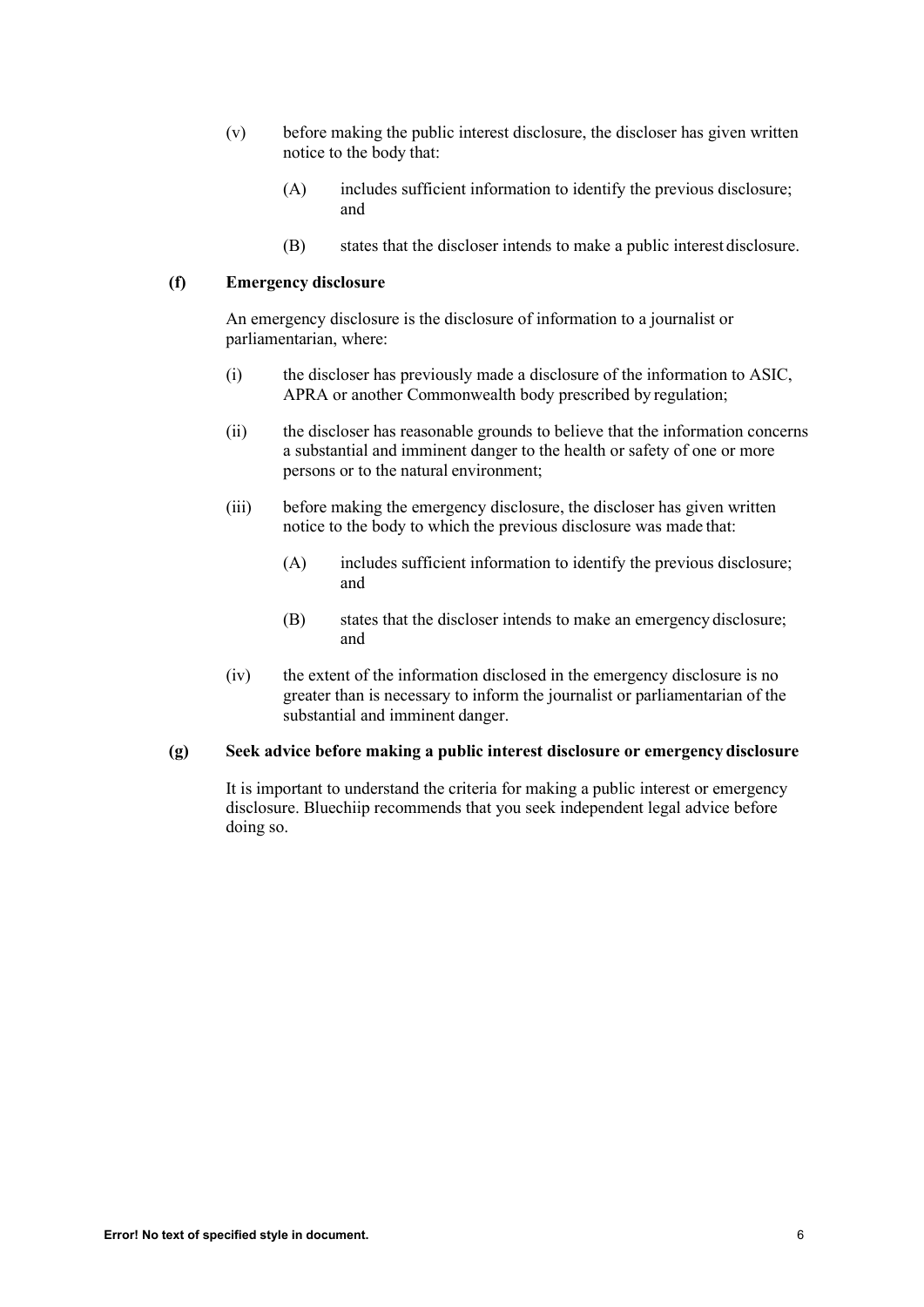(v) before making the public interest disclosure, the discloser has given written notice to the body that:

  (A) includes sufficient information to identify the previous disclosure; and

  (B) states that the discloser intends to make a public interest disclosure.

**(f) Emergency disclosure**

An emergency disclosure is the disclosure of information to a journalist or parliamentarian, where:

(i) the discloser has previously made a disclosure of the information to ASIC, APRA or another Commonwealth body prescribed by regulation;

(ii) the discloser has reasonable grounds to believe that the information concerns a substantial and imminent danger to the health or safety of one or more persons or to the natural environment;

(iii) before making the emergency disclosure, the discloser has given written notice to the body to which the previous disclosure was made that:

  (A) includes sufficient information to identify the previous disclosure; and

  (B) states that the discloser intends to make an emergency disclosure; and

(iv) the extent of the information disclosed in the emergency disclosure is no greater than is necessary to inform the journalist or parliamentarian of the substantial and imminent danger.

**(g) Seek advice before making a public interest disclosure or emergency disclosure**

It is important to understand the criteria for making a public interest or emergency disclosure. Bluechiip recommends that you seek independent legal advice before doing so.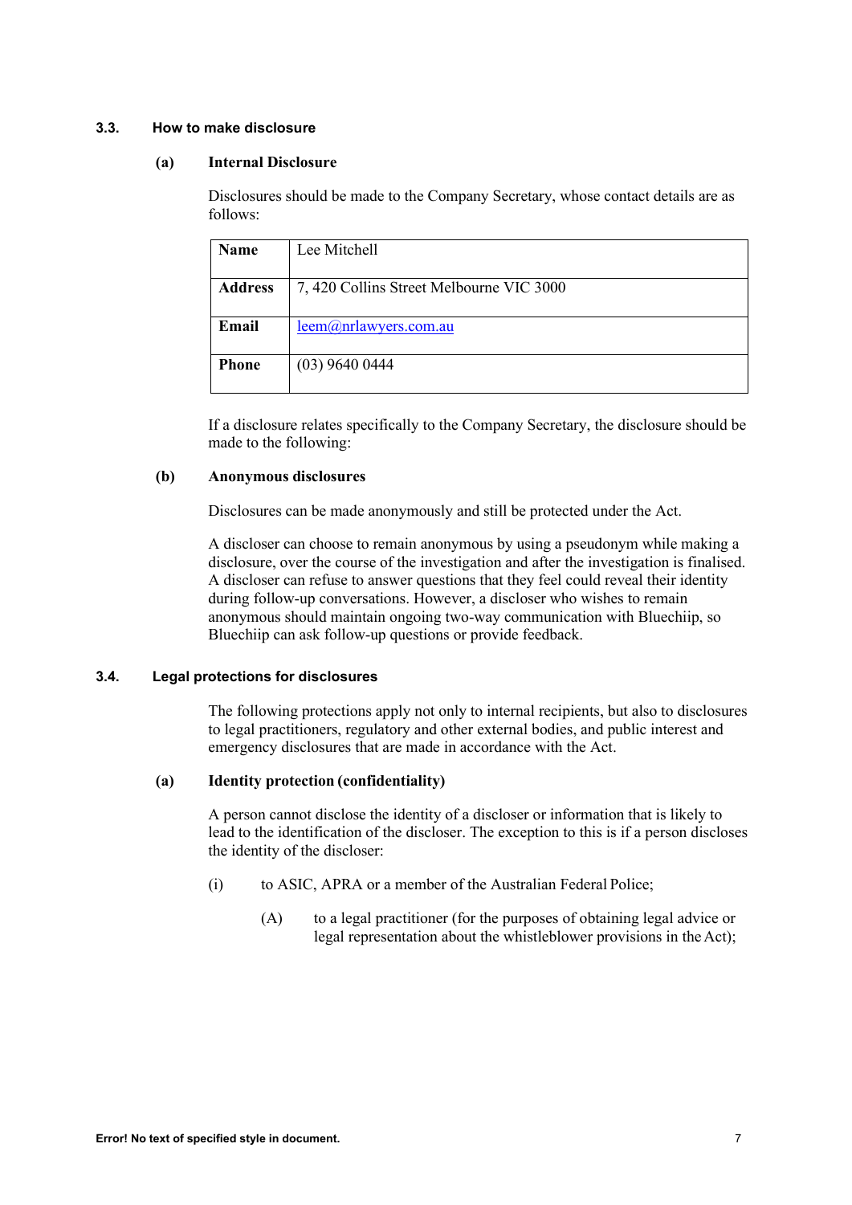### 3.3. How to make disclosure

#### (a) Internal Disclosure

Disclosures should be made to the Company Secretary, whose contact details are as follows:

| Name | Lee Mitchell |
|---|---|
| **Address** | 7, 420 Collins Street Melbourne VIC 3000 |
| **Email** | leem@nrlawyers.com.au |
| **Phone** | (03) 9640 0444 |

If a disclosure relates specifically to the Company Secretary, the disclosure should be made to the following:

#### (b) Anonymous disclosures

Disclosures can be made anonymously and still be protected under the Act.

A discloser can choose to remain anonymous by using a pseudonym while making a disclosure, over the course of the investigation and after the investigation is finalised. A discloser can refuse to answer questions that they feel could reveal their identity during follow-up conversations. However, a discloser who wishes to remain anonymous should maintain ongoing two-way communication with Bluechiip, so Bluechiip can ask follow-up questions or provide feedback.

### 3.4. Legal protections for disclosures

The following protections apply not only to internal recipients, but also to disclosures to legal practitioners, regulatory and other external bodies, and public interest and emergency disclosures that are made in accordance with the Act.

#### (a) Identity protection (confidentiality)

A person cannot disclose the identity of a discloser or information that is likely to lead to the identification of the discloser. The exception to this is if a person discloses the identity of the discloser:

(i) to ASIC, APRA or a member of the Australian Federal Police;

(A) to a legal practitioner (for the purposes of obtaining legal advice or legal representation about the whistleblower provisions in the Act);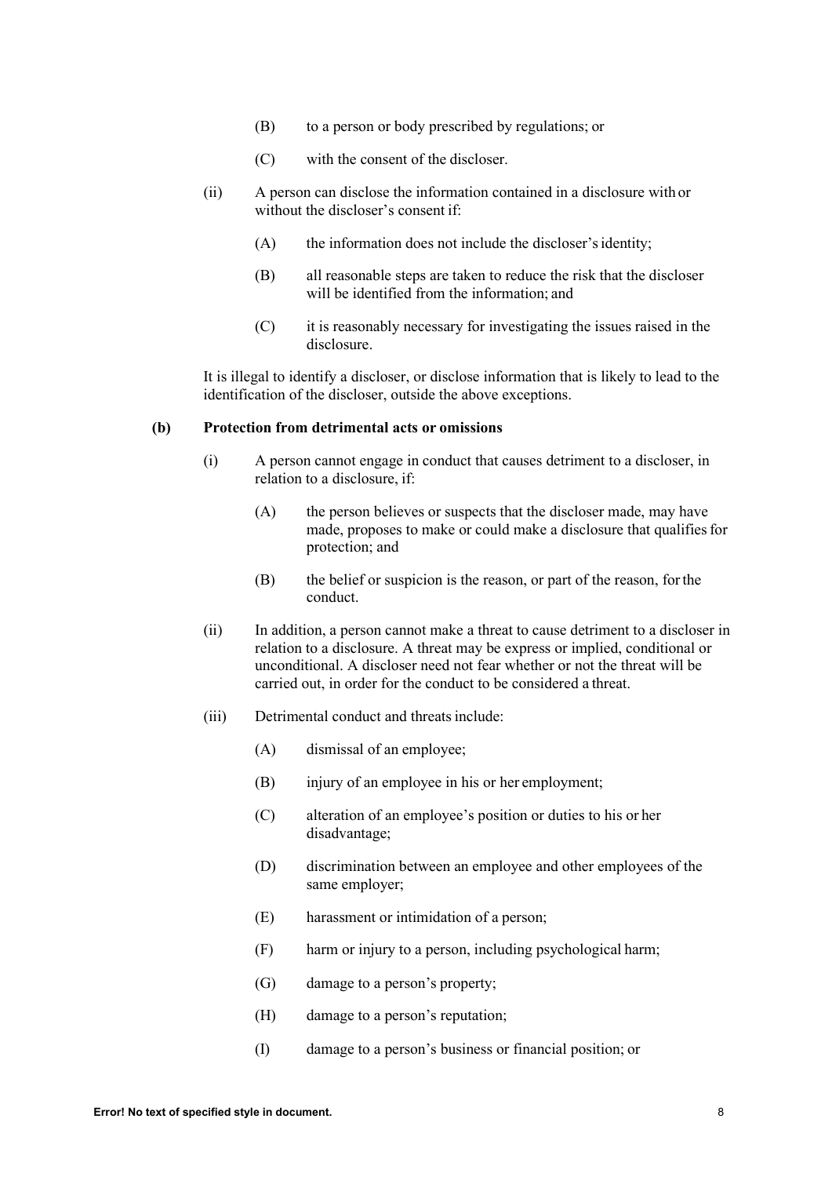(B) to a person or body prescribed by regulations; or

(C) with the consent of the discloser.

(ii) A person can disclose the information contained in a disclosure with or without the discloser's consent if:

(A) the information does not include the discloser's identity;

(B) all reasonable steps are taken to reduce the risk that the discloser will be identified from the information; and

(C) it is reasonably necessary for investigating the issues raised in the disclosure.

It is illegal to identify a discloser, or disclose information that is likely to lead to the identification of the discloser, outside the above exceptions.

**(b) Protection from detrimental acts or omissions**

(i) A person cannot engage in conduct that causes detriment to a discloser, in relation to a disclosure, if:

(A) the person believes or suspects that the discloser made, may have made, proposes to make or could make a disclosure that qualifies for protection; and

(B) the belief or suspicion is the reason, or part of the reason, for the conduct.

(ii) In addition, a person cannot make a threat to cause detriment to a discloser in relation to a disclosure. A threat may be express or implied, conditional or unconditional. A discloser need not fear whether or not the threat will be carried out, in order for the conduct to be considered a threat.

(iii) Detrimental conduct and threats include:

(A) dismissal of an employee;

(B) injury of an employee in his or her employment;

(C) alteration of an employee's position or duties to his or her disadvantage;

(D) discrimination between an employee and other employees of the same employer;

(E) harassment or intimidation of a person;

(F) harm or injury to a person, including psychological harm;

(G) damage to a person's property;

(H) damage to a person's reputation;

(I) damage to a person's business or financial position; or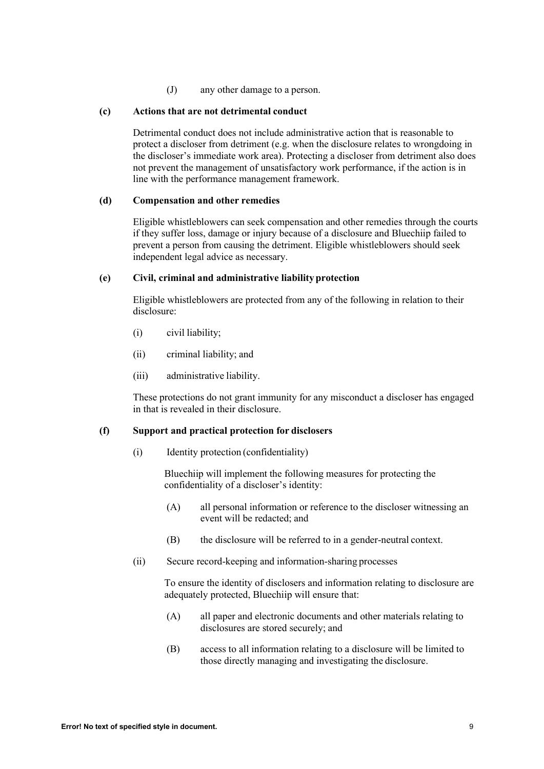(J) any other damage to a person.

**(c) Actions that are not detrimental conduct**

Detrimental conduct does not include administrative action that is reasonable to protect a discloser from detriment (e.g. when the disclosure relates to wrongdoing in the discloser's immediate work area). Protecting a discloser from detriment also does not prevent the management of unsatisfactory work performance, if the action is in line with the performance management framework.

**(d) Compensation and other remedies**

Eligible whistleblowers can seek compensation and other remedies through the courts if they suffer loss, damage or injury because of a disclosure and Bluechiip failed to prevent a person from causing the detriment. Eligible whistleblowers should seek independent legal advice as necessary.

**(e) Civil, criminal and administrative liability protection**

Eligible whistleblowers are protected from any of the following in relation to their disclosure:

(i) civil liability;

(ii) criminal liability; and

(iii) administrative liability.

These protections do not grant immunity for any misconduct a discloser has engaged in that is revealed in their disclosure.

**(f) Support and practical protection for disclosers**

(i) Identity protection (confidentiality)

Bluechiip will implement the following measures for protecting the confidentiality of a discloser's identity:

(A) all personal information or reference to the discloser witnessing an event will be redacted; and

(B) the disclosure will be referred to in a gender-neutral context.

(ii) Secure record-keeping and information-sharing processes

To ensure the identity of disclosers and information relating to disclosure are adequately protected, Bluechiip will ensure that:

(A) all paper and electronic documents and other materials relating to disclosures are stored securely; and

(B) access to all information relating to a disclosure will be limited to those directly managing and investigating the disclosure.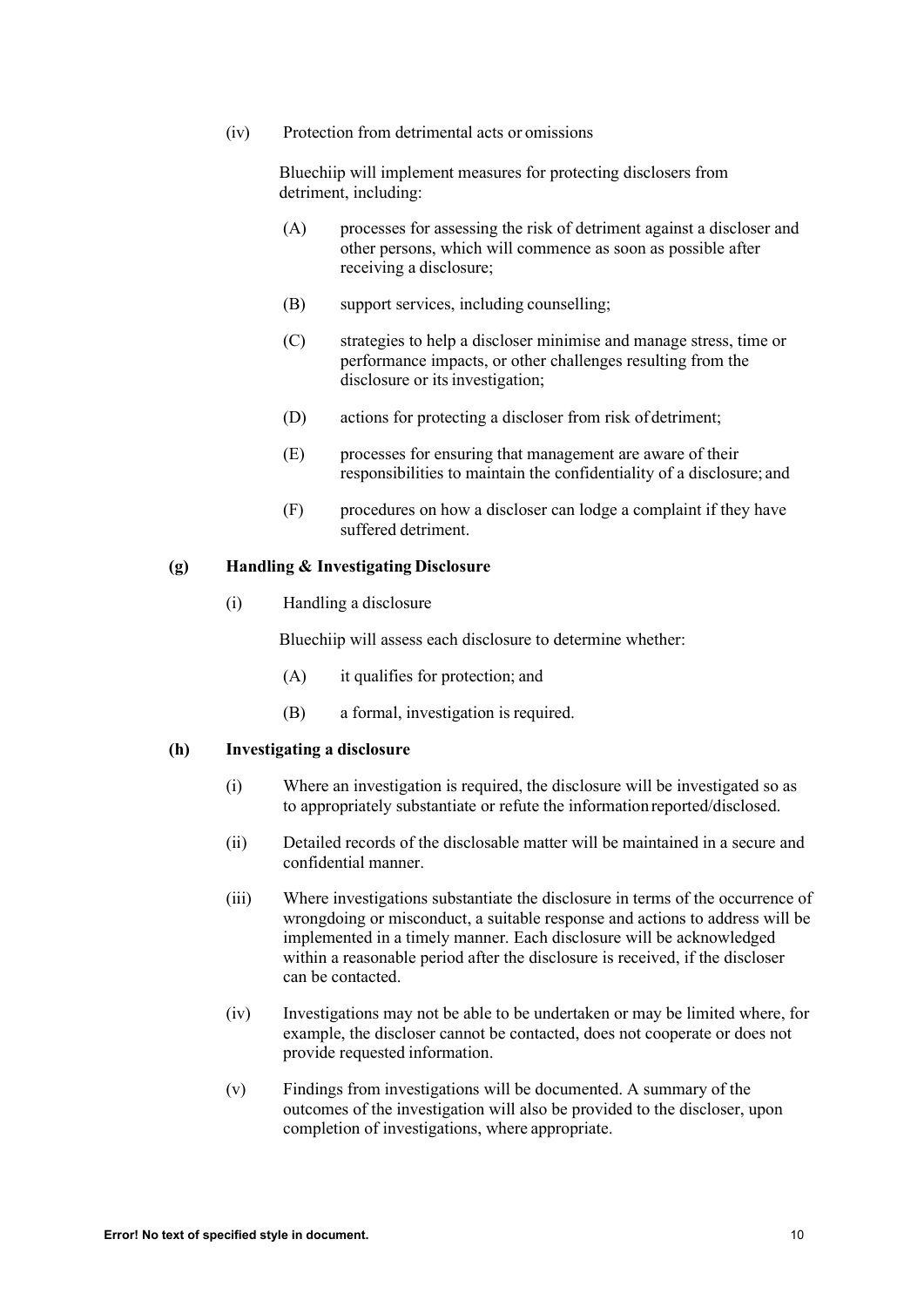(iv) Protection from detrimental acts or omissions

Bluechiip will implement measures for protecting disclosers from detriment, including:

(A) processes for assessing the risk of detriment against a discloser and other persons, which will commence as soon as possible after receiving a disclosure;

(B) support services, including counselling;

(C) strategies to help a discloser minimise and manage stress, time or performance impacts, or other challenges resulting from the disclosure or its investigation;

(D) actions for protecting a discloser from risk of detriment;

(E) processes for ensuring that management are aware of their responsibilities to maintain the confidentiality of a disclosure; and

(F) procedures on how a discloser can lodge a complaint if they have suffered detriment.

**(g) Handling & Investigating Disclosure**

(i) Handling a disclosure

Bluechiip will assess each disclosure to determine whether:

(A) it qualifies for protection; and

(B) a formal, investigation is required.

**(h) Investigating a disclosure**

(i) Where an investigation is required, the disclosure will be investigated so as to appropriately substantiate or refute the information reported/disclosed.

(ii) Detailed records of the disclosable matter will be maintained in a secure and confidential manner.

(iii) Where investigations substantiate the disclosure in terms of the occurrence of wrongdoing or misconduct, a suitable response and actions to address will be implemented in a timely manner. Each disclosure will be acknowledged within a reasonable period after the disclosure is received, if the discloser can be contacted.

(iv) Investigations may not be able to be undertaken or may be limited where, for example, the discloser cannot be contacted, does not cooperate or does not provide requested information.

(v) Findings from investigations will be documented. A summary of the outcomes of the investigation will also be provided to the discloser, upon completion of investigations, where appropriate.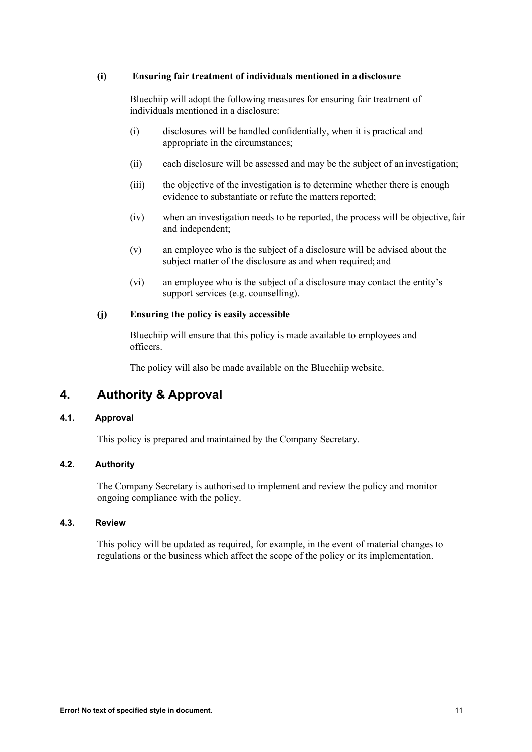**(i) Ensuring fair treatment of individuals mentioned in a disclosure**

Bluechiip will adopt the following measures for ensuring fair treatment of individuals mentioned in a disclosure:

(i) disclosures will be handled confidentially, when it is practical and appropriate in the circumstances;

(ii) each disclosure will be assessed and may be the subject of an investigation;

(iii) the objective of the investigation is to determine whether there is enough evidence to substantiate or refute the matters reported;

(iv) when an investigation needs to be reported, the process will be objective, fair and independent;

(v) an employee who is the subject of a disclosure will be advised about the subject matter of the disclosure as and when required; and

(vi) an employee who is the subject of a disclosure may contact the entity's support services (e.g. counselling).

**(j) Ensuring the policy is easily accessible**

Bluechiip will ensure that this policy is made available to employees and officers.

The policy will also be made available on the Bluechiip website.

# 4. Authority & Approval

### 4.1. Approval

This policy is prepared and maintained by the Company Secretary.

### 4.2. Authority

The Company Secretary is authorised to implement and review the policy and monitor ongoing compliance with the policy.

### 4.3. Review

This policy will be updated as required, for example, in the event of material changes to regulations or the business which affect the scope of the policy or its implementation.